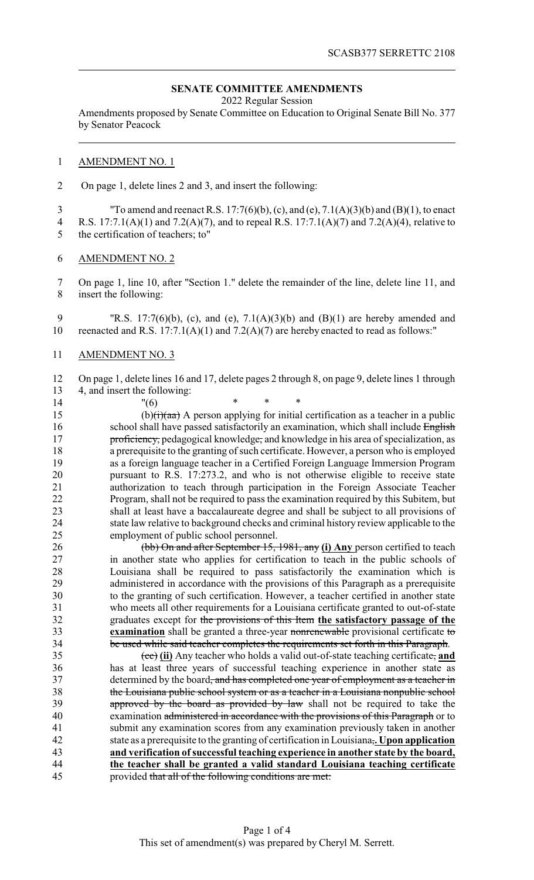## SENATE COMMITTEE AMENDMENTS

2022 Regular Session

Amendments proposed by Senate Committee on Education to Original Senate Bill No. 377 by Senator Peacock

AMENDMENT NO. 1

On page 1, delete lines 2 and 3, and insert the following:

"To amend and reenact R.S. 17:7(6)(b), (c), and (e), 7.1(A)(3)(b) and (B)(1), to enact R.S. 17:7.1(A)(1) and 7.2(A)(7), and to repeal R.S. 17:7.1(A)(7) and 7.2(A)(4), relative to the certification of teachers; to"

AMENDMENT NO. 2

On page 1, line 10, after "Section 1." delete the remainder of the line, delete line 11, and insert the following:

"R.S. 17:7(6)(b), (c), and (e), 7.1(A)(3)(b) and (B)(1) are hereby amended and reenacted and R.S. 17:7.1(A)(1) and 7.2(A)(7) are hereby enacted to read as follows:"

AMENDMENT NO. 3

On page 1, delete lines 16 and 17, delete pages 2 through 8, on page 9, delete lines 1 through 4, and insert the following:

"(6) \* \* \*

(b)~~(i)(aa)~~ A person applying for initial certification as a teacher in a public school shall have passed satisfactorily an examination, which shall include ~~English proficiency,~~ pedagogical knowledge~~,~~ and knowledge in his area of specialization, as a prerequisite to the granting of such certificate. However, a person who is employed as a foreign language teacher in a Certified Foreign Language Immersion Program pursuant to R.S. 17:273.2, and who is not otherwise eligible to receive state authorization to teach through participation in the Foreign Associate Teacher Program, shall not be required to pass the examination required by this Subitem, but shall at least have a baccalaureate degree and shall be subject to all provisions of state law relative to background checks and criminal history review applicable to the employment of public school personnel.

~~(bb) On and after September 15, 1981, any~~ **(i) Any** person certified to teach in another state who applies for certification to teach in the public schools of Louisiana shall be required to pass satisfactorily the examination which is administered in accordance with the provisions of this Paragraph as a prerequisite to the granting of such certification. However, a teacher certified in another state who meets all other requirements for a Louisiana certificate granted to out-of-state graduates except for ~~the provisions of this Item~~ **the satisfactory passage of the examination** shall be granted a three-year ~~nonrenewable~~ provisional certificate ~~to be used while said teacher completes the requirements set forth in this Paragraph~~.

~~(cc)~~ **(ii)** Any teacher who holds a valid out-of-state teaching certificate~~,~~ **and** has at least three years of successful teaching experience in another state as determined by the board~~, and has completed one year of employment as a teacher in the Louisiana public school system or as a teacher in a Louisiana nonpublic school approved by the board as provided by law~~ shall not be required to take the examination ~~administered in accordance with the provisions of this Paragraph~~ or to submit any examination scores from any examination previously taken in another state as a prerequisite to the granting of certification in Louisiana~~,~~**. Upon application and verification of successful teaching experience in another state by the board, the teacher shall be granted a valid standard Louisiana teaching certificate** provided ~~that all of the following conditions are met:~~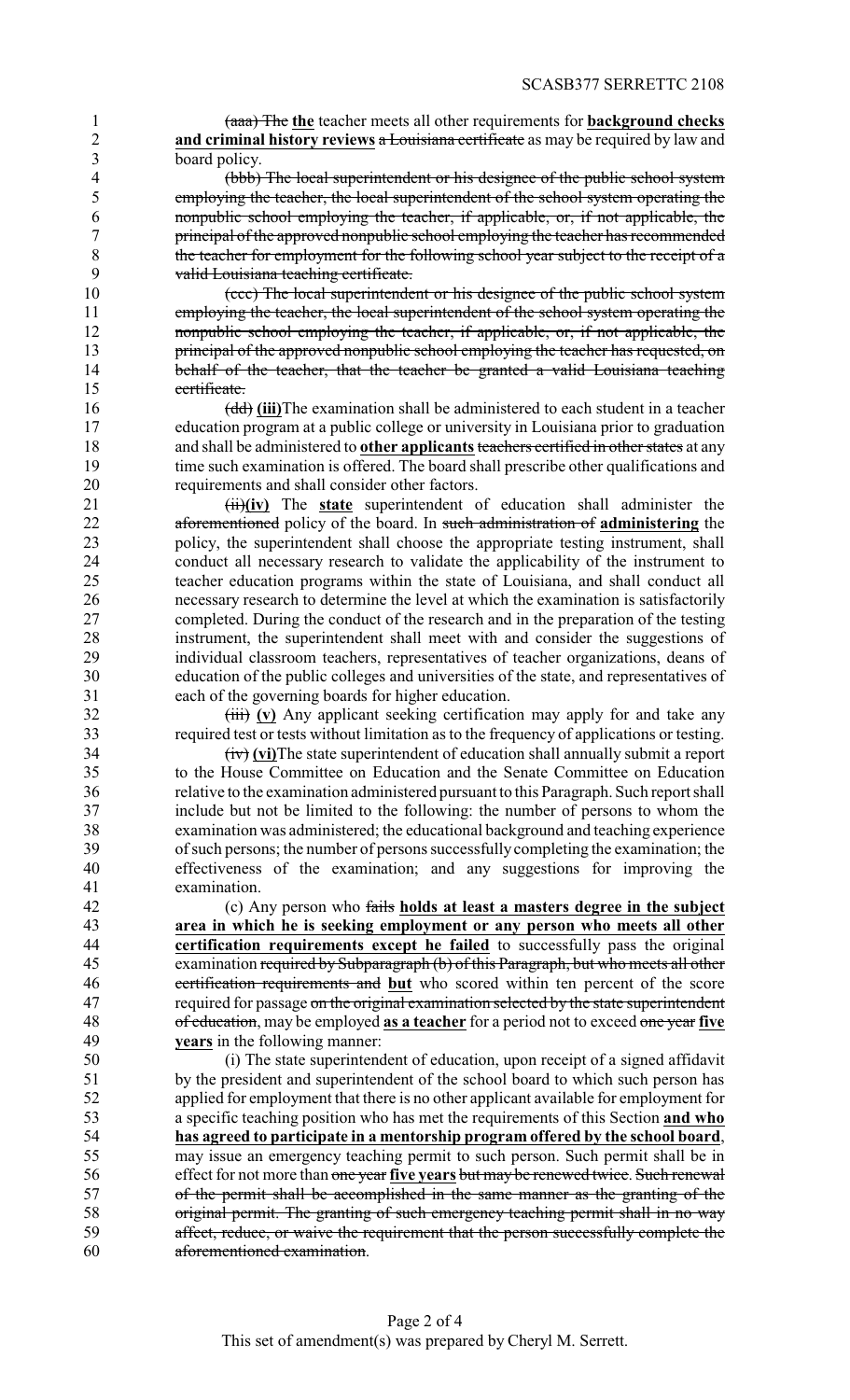(aaa) ~~The~~ **the** teacher meets all other requirements for **background checks and criminal history reviews** ~~a Louisiana certificate~~ as may be required by law and board policy.

~~(bbb) The local superintendent or his designee of the public school system employing the teacher, the local superintendent of the school system operating the nonpublic school employing the teacher, if applicable, or, if not applicable, the principal of the approved nonpublic school employing the teacher has recommended the teacher for employment for the following school year subject to the receipt of a valid Louisiana teaching certificate.~~

~~(ccc) The local superintendent or his designee of the public school system employing the teacher, the local superintendent of the school system operating the nonpublic school employing the teacher, if applicable, or, if not applicable, the principal of the approved nonpublic school employing the teacher has requested, on behalf of the teacher, that the teacher be granted a valid Louisiana teaching certificate.~~

~~(dd)~~ **(iii)**The examination shall be administered to each student in a teacher education program at a public college or university in Louisiana prior to graduation and shall be administered to **other applicants** ~~teachers certified in other states~~ at any time such examination is offered. The board shall prescribe other qualifications and requirements and shall consider other factors.

~~(ii)~~**(iv)** The **state** superintendent of education shall administer the ~~aforementioned~~ policy of the board. In ~~such administration of~~ **administering** the policy, the superintendent shall choose the appropriate testing instrument, shall conduct all necessary research to validate the applicability of the instrument to teacher education programs within the state of Louisiana, and shall conduct all necessary research to determine the level at which the examination is satisfactorily completed. During the conduct of the research and in the preparation of the testing instrument, the superintendent shall meet with and consider the suggestions of individual classroom teachers, representatives of teacher organizations, deans of education of the public colleges and universities of the state, and representatives of each of the governing boards for higher education.

~~(iii)~~ **(v)** Any applicant seeking certification may apply for and take any required test or tests without limitation as to the frequency of applications or testing.

~~(iv)~~ **(vi)**The state superintendent of education shall annually submit a report to the House Committee on Education and the Senate Committee on Education relative to the examination administered pursuant to this Paragraph. Such report shall include but not be limited to the following: the number of persons to whom the examination was administered; the educational background and teaching experience of such persons; the number of persons successfully completing the examination; the effectiveness of the examination; and any suggestions for improving the examination.

(c) Any person who ~~fails~~ **holds at least a masters degree in the subject area in which he is seeking employment or any person who meets all other certification requirements except he failed** to successfully pass the original examination ~~required by Subparagraph (b) of this Paragraph, but who meets all other certification requirements and~~ **but** who scored within ten percent of the score required for passage ~~on the original examination selected by the state superintendent of education~~, may be employed **as a teacher** for a period not to exceed ~~one year~~ **five years** in the following manner:

(i) The state superintendent of education, upon receipt of a signed affidavit by the president and superintendent of the school board to which such person has applied for employment that there is no other applicant available for employment for a specific teaching position who has met the requirements of this Section **and who has agreed to participate in a mentorship program offered by the school board**, may issue an emergency teaching permit to such person. Such permit shall be in effect for not more than ~~one year~~ **five years** ~~but may be renewed twice. Such renewal of the permit shall be accomplished in the same manner as the granting of the original permit. The granting of such emergency teaching permit shall in no way affect, reduce, or waive the requirement that the person successfully complete the aforementioned examination~~.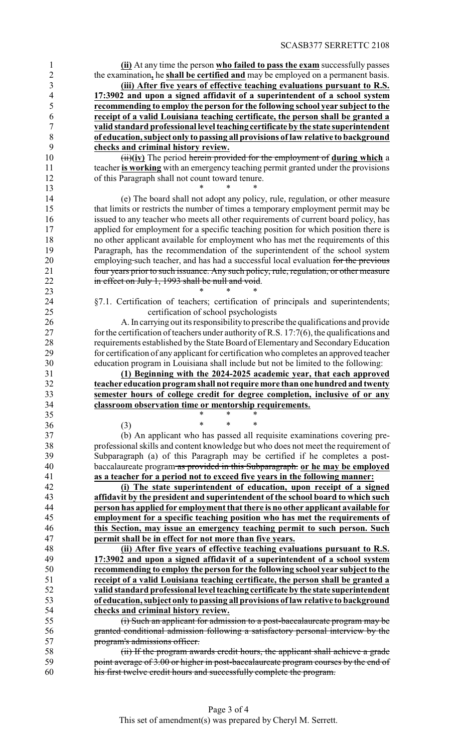(ii) At any time the person **who failed to pass the exam** successfully passes the examination**,** he **shall be certified and** may be employed on a permanent basis.

**(iii) After five years of effective teaching evaluations pursuant to R.S. 17:3902 and upon a signed affidavit of a superintendent of a school system recommending to employ the person for the following school year subject to the receipt of a valid Louisiana teaching certificate, the person shall be granted a valid standard professional level teaching certificate by the state superintendent of education, subject only to passing all provisions of law relative to background checks and criminal history review.**

~~(ii)~~**(iv)** The period ~~herein provided for the employment of~~ **during which** a teacher **is working** with an emergency teaching permit granted under the provisions of this Paragraph shall not count toward tenure.

\* \* \*

(e) The board shall not adopt any policy, rule, regulation, or other measure that limits or restricts the number of times a temporary employment permit may be issued to any teacher who meets all other requirements of current board policy, has applied for employment for a specific teaching position for which position there is no other applicant available for employment who has met the requirements of this Paragraph, has the recommendation of the superintendent of the school system employing such teacher, and has had a successful local evaluation ~~for the previous four years prior to such issuance. Any such policy, rule, regulation, or other measure in effect on July 1, 1993 shall be null and void~~.

\* \* \*

§7.1. Certification of teachers; certification of principals and superintendents; certification of school psychologists

A. In carrying out its responsibility to prescribe the qualifications and provide for the certification of teachers under authority of R.S. 17:7(6), the qualifications and requirements established by the State Board of Elementary and Secondary Education for certification of any applicant for certification who completes an approved teacher education program in Louisiana shall include but not be limited to the following:

**(1) Beginning with the 2024-2025 academic year, that each approved teacher education program shall not require more than one hundred and twenty semester hours of college credit for degree completion, inclusive of or any classroom observation time or mentorship requirements.**

\* \* \*

(3) \* \* \*

(b) An applicant who has passed all requisite examinations covering pre-professional skills and content knowledge but who does not meet the requirement of Subparagraph (a) of this Paragraph may be certified if he completes a post-baccalaureate program ~~as provided in this Subparagraph.~~ **or he may be employed as a teacher for a period not to exceed five years in the following manner:**

**(i) The state superintendent of education, upon receipt of a signed affidavit by the president and superintendent of the school board to which such person has applied for employment that there is no other applicant available for employment for a specific teaching position who has met the requirements of this Section, may issue an emergency teaching permit to such person. Such permit shall be in effect for not more than five years.**

**(ii) After five years of effective teaching evaluations pursuant to R.S. 17:3902 and upon a signed affidavit of a superintendent of a school system recommending to employ the person for the following school year subject to the receipt of a valid Louisiana teaching certificate, the person shall be granted a valid standard professional level teaching certificate by the state superintendent of education, subject only to passing all provisions of law relative to background checks and criminal history review.**

~~(i) Such an applicant for admission to a post-baccalaureate program may be granted conditional admission following a satisfactory personal interview by the program's admissions officer.~~

~~(ii) If the program awards credit hours, the applicant shall achieve a grade point average of 3.00 or higher in post-baccalaureate program courses by the end of his first twelve credit hours and successfully complete the program.~~

This set of amendment(s) was prepared by Cheryl M. Serrett.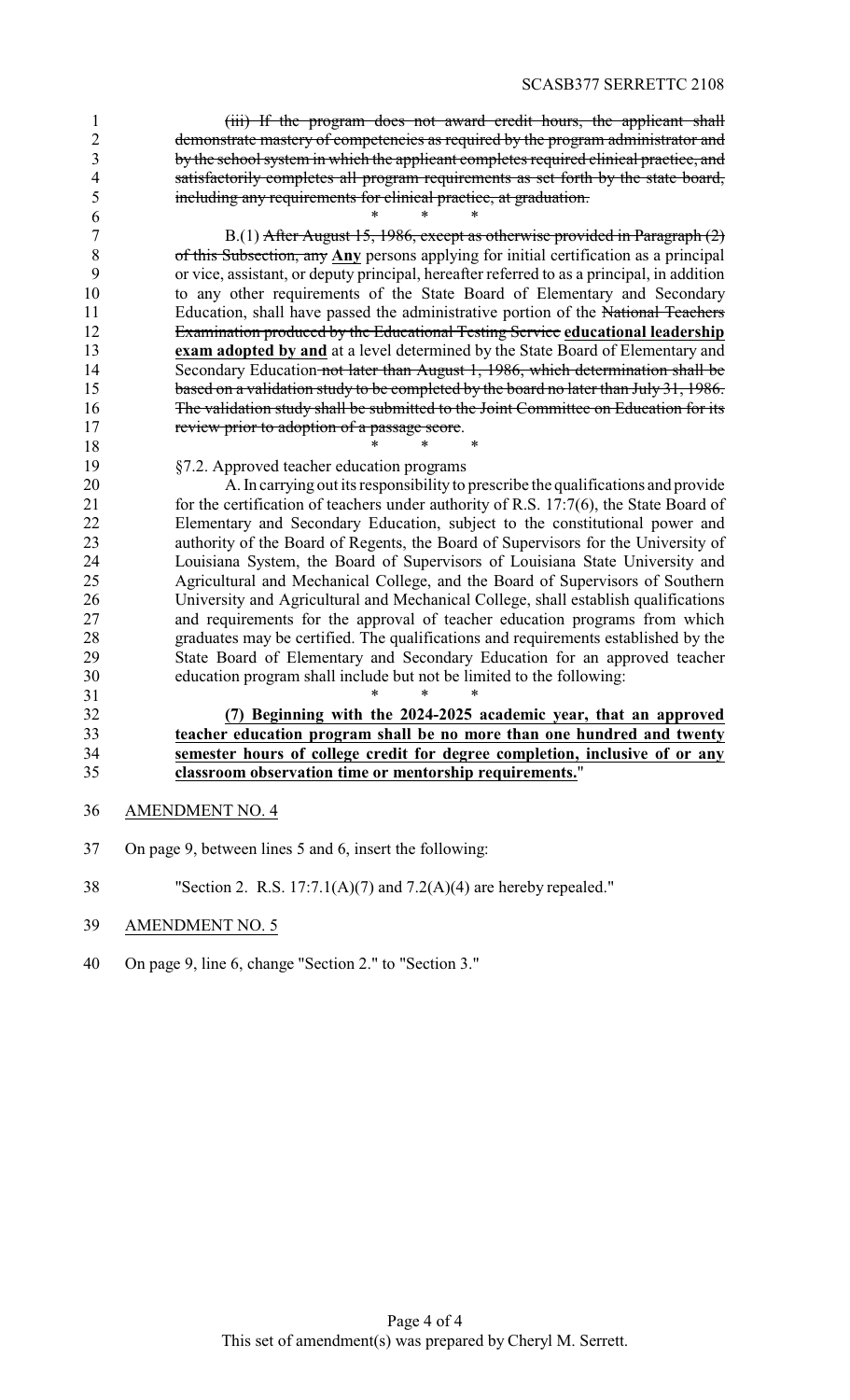~~(iii) If the program does not award credit hours, the applicant shall demonstrate mastery of competencies as required by the program administrator and by the school system in which the applicant completes required clinical practice, and satisfactorily completes all program requirements as set forth by the state board, including any requirements for clinical practice, at graduation.~~

\* \* \*

B.(1) ~~After August 15, 1986, except as otherwise provided in Paragraph (2) of this Subsection, any~~ **Any** persons applying for initial certification as a principal or vice, assistant, or deputy principal, hereafter referred to as a principal, in addition to any other requirements of the State Board of Elementary and Secondary Education, shall have passed the administrative portion of the ~~National Teachers Examination produced by the Educational Testing Service~~ **educational leadership exam adopted by and** at a level determined by the State Board of Elementary and Secondary Education ~~not later than August 1, 1986, which determination shall be based on a validation study to be completed by the board no later than July 31, 1986. The validation study shall be submitted to the Joint Committee on Education for its review prior to adoption of a passage score~~.

\* \* \*

§7.2. Approved teacher education programs

A. In carrying out its responsibility to prescribe the qualifications and provide for the certification of teachers under authority of R.S. 17:7(6), the State Board of Elementary and Secondary Education, subject to the constitutional power and authority of the Board of Regents, the Board of Supervisors for the University of Louisiana System, the Board of Supervisors of Louisiana State University and Agricultural and Mechanical College, and the Board of Supervisors of Southern University and Agricultural and Mechanical College, shall establish qualifications and requirements for the approval of teacher education programs from which graduates may be certified. The qualifications and requirements established by the State Board of Elementary and Secondary Education for an approved teacher education program shall include but not be limited to the following:

\* \* \*

<u>**(7) Beginning with the 2024-2025 academic year, that an approved teacher education program shall be no more than one hundred and twenty semester hours of college credit for degree completion, inclusive of or any classroom observation time or mentorship requirements.**</u>"

AMENDMENT NO. 4

On page 9, between lines 5 and 6, insert the following:

"Section 2. R.S. 17:7.1(A)(7) and 7.2(A)(4) are hereby repealed."

AMENDMENT NO. 5

On page 9, line 6, change "Section 2." to "Section 3."

This set of amendment(s) was prepared by Cheryl M. Serrett.